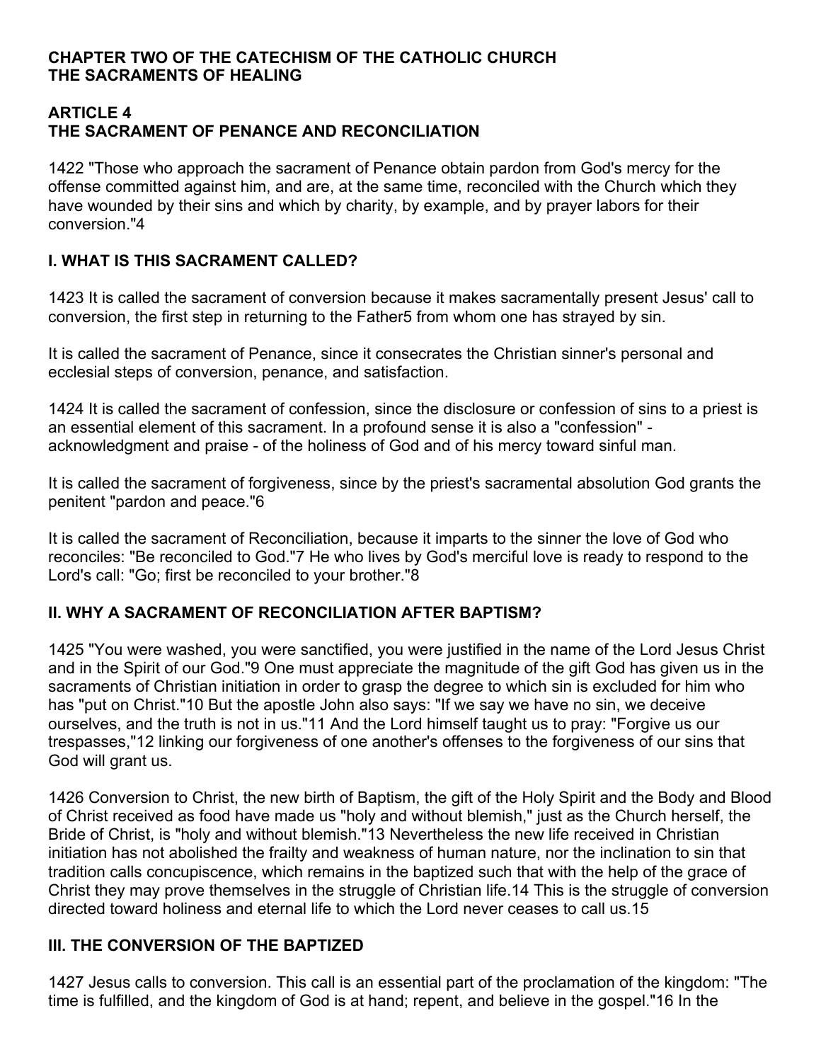# CHAPTER TWO OF THE CATECHISM OF THE CATHOLIC CHURCH
# THE SACRAMENTS OF HEALING

## ARTICLE 4
## THE SACRAMENT OF PENANCE AND RECONCILIATION

1422 "Those who approach the sacrament of Penance obtain pardon from God's mercy for the offense committed against him, and are, at the same time, reconciled with the Church which they have wounded by their sins and which by charity, by example, and by prayer labors for their conversion."[4]

### I. WHAT IS THIS SACRAMENT CALLED?

1423 It is called the sacrament of conversion because it makes sacramentally present Jesus' call to conversion, the first step in returning to the Father[5] from whom one has strayed by sin.

It is called the sacrament of Penance, since it consecrates the Christian sinner's personal and ecclesial steps of conversion, penance, and satisfaction.

1424 It is called the sacrament of confession, since the disclosure or confession of sins to a priest is an essential element of this sacrament. In a profound sense it is also a "confession" - acknowledgment and praise - of the holiness of God and of his mercy toward sinful man.

It is called the sacrament of forgiveness, since by the priest's sacramental absolution God grants the penitent "pardon and peace."[6]

It is called the sacrament of Reconciliation, because it imparts to the sinner the love of God who reconciles: "Be reconciled to God."[7] He who lives by God's merciful love is ready to respond to the Lord's call: "Go; first be reconciled to your brother."[8]

### II. WHY A SACRAMENT OF RECONCILIATION AFTER BAPTISM?

1425 "You were washed, you were sanctified, you were justified in the name of the Lord Jesus Christ and in the Spirit of our God."[9] One must appreciate the magnitude of the gift God has given us in the sacraments of Christian initiation in order to grasp the degree to which sin is excluded for him who has "put on Christ."[10] But the apostle John also says: "If we say we have no sin, we deceive ourselves, and the truth is not in us."[11] And the Lord himself taught us to pray: "Forgive us our trespasses,"[12] linking our forgiveness of one another's offenses to the forgiveness of our sins that God will grant us.

1426 Conversion to Christ, the new birth of Baptism, the gift of the Holy Spirit and the Body and Blood of Christ received as food have made us "holy and without blemish," just as the Church herself, the Bride of Christ, is "holy and without blemish."[13] Nevertheless the new life received in Christian initiation has not abolished the frailty and weakness of human nature, nor the inclination to sin that tradition calls concupiscence, which remains in the baptized such that with the help of the grace of Christ they may prove themselves in the struggle of Christian life.[14] This is the struggle of conversion directed toward holiness and eternal life to which the Lord never ceases to call us.[15]

### III. THE CONVERSION OF THE BAPTIZED

1427 Jesus calls to conversion. This call is an essential part of the proclamation of the kingdom: "The time is fulfilled, and the kingdom of God is at hand; repent, and believe in the gospel."[16] In the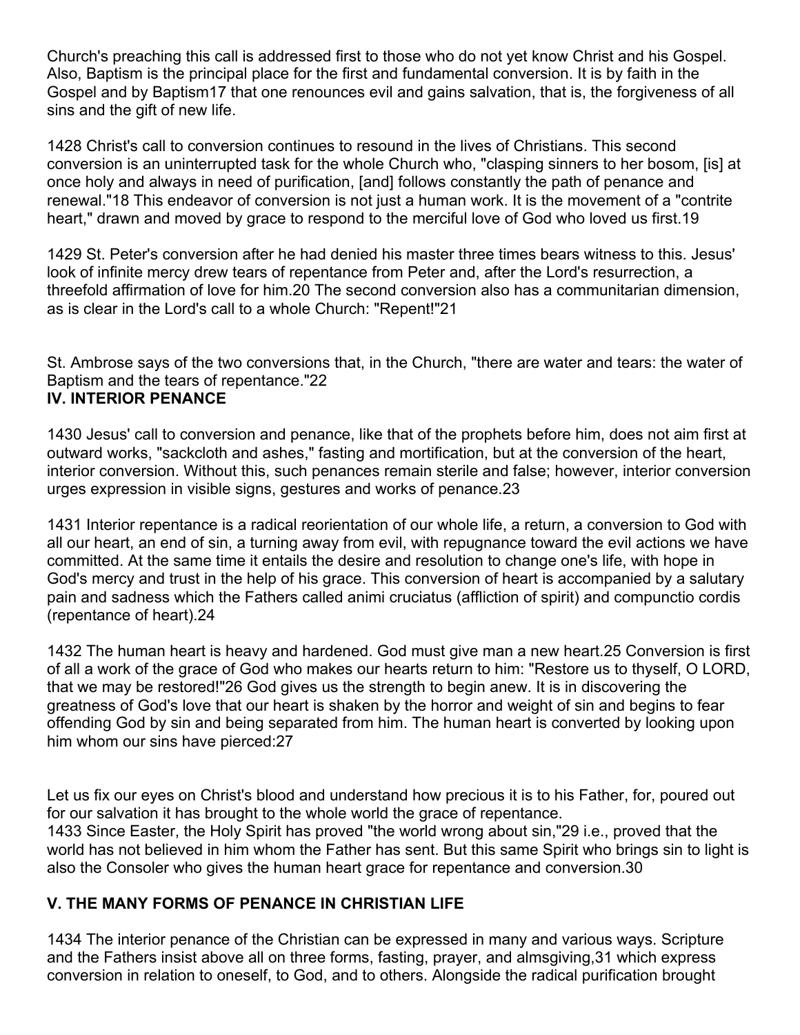Church's preaching this call is addressed first to those who do not yet know Christ and his Gospel. Also, Baptism is the principal place for the first and fundamental conversion. It is by faith in the Gospel and by Baptism[17] that one renounces evil and gains salvation, that is, the forgiveness of all sins and the gift of new life.

1428 Christ's call to conversion continues to resound in the lives of Christians. This second conversion is an uninterrupted task for the whole Church who, "clasping sinners to her bosom, [is] at once holy and always in need of purification, [and] follows constantly the path of penance and renewal."[18] This endeavor of conversion is not just a human work. It is the movement of a "contrite heart," drawn and moved by grace to respond to the merciful love of God who loved us first.[19]

1429 St. Peter's conversion after he had denied his master three times bears witness to this. Jesus' look of infinite mercy drew tears of repentance from Peter and, after the Lord's resurrection, a threefold affirmation of love for him.[20] The second conversion also has a communitarian dimension, as is clear in the Lord's call to a whole Church: "Repent!"[21]

St. Ambrose says of the two conversions that, in the Church, "there are water and tears: the water of Baptism and the tears of repentance."[22]

## IV. INTERIOR PENANCE

1430 Jesus' call to conversion and penance, like that of the prophets before him, does not aim first at outward works, "sackcloth and ashes," fasting and mortification, but at the conversion of the heart, interior conversion. Without this, such penances remain sterile and false; however, interior conversion urges expression in visible signs, gestures and works of penance.[23]

1431 Interior repentance is a radical reorientation of our whole life, a return, a conversion to God with all our heart, an end of sin, a turning away from evil, with repugnance toward the evil actions we have committed. At the same time it entails the desire and resolution to change one's life, with hope in God's mercy and trust in the help of his grace. This conversion of heart is accompanied by a salutary pain and sadness which the Fathers called animi cruciatus (affliction of spirit) and compunctio cordis (repentance of heart).[24]

1432 The human heart is heavy and hardened. God must give man a new heart.[25] Conversion is first of all a work of the grace of God who makes our hearts return to him: "Restore us to thyself, O LORD, that we may be restored!"[26] God gives us the strength to begin anew. It is in discovering the greatness of God's love that our heart is shaken by the horror and weight of sin and begins to fear offending God by sin and being separated from him. The human heart is converted by looking upon him whom our sins have pierced:[27]

Let us fix our eyes on Christ's blood and understand how precious it is to his Father, for, poured out for our salvation it has brought to the whole world the grace of repentance.

1433 Since Easter, the Holy Spirit has proved "the world wrong about sin,"[29] i.e., proved that the world has not believed in him whom the Father has sent. But this same Spirit who brings sin to light is also the Consoler who gives the human heart grace for repentance and conversion.[30]

## V. THE MANY FORMS OF PENANCE IN CHRISTIAN LIFE

1434 The interior penance of the Christian can be expressed in many and various ways. Scripture and the Fathers insist above all on three forms, fasting, prayer, and almsgiving,[31] which express conversion in relation to oneself, to God, and to others. Alongside the radical purification brought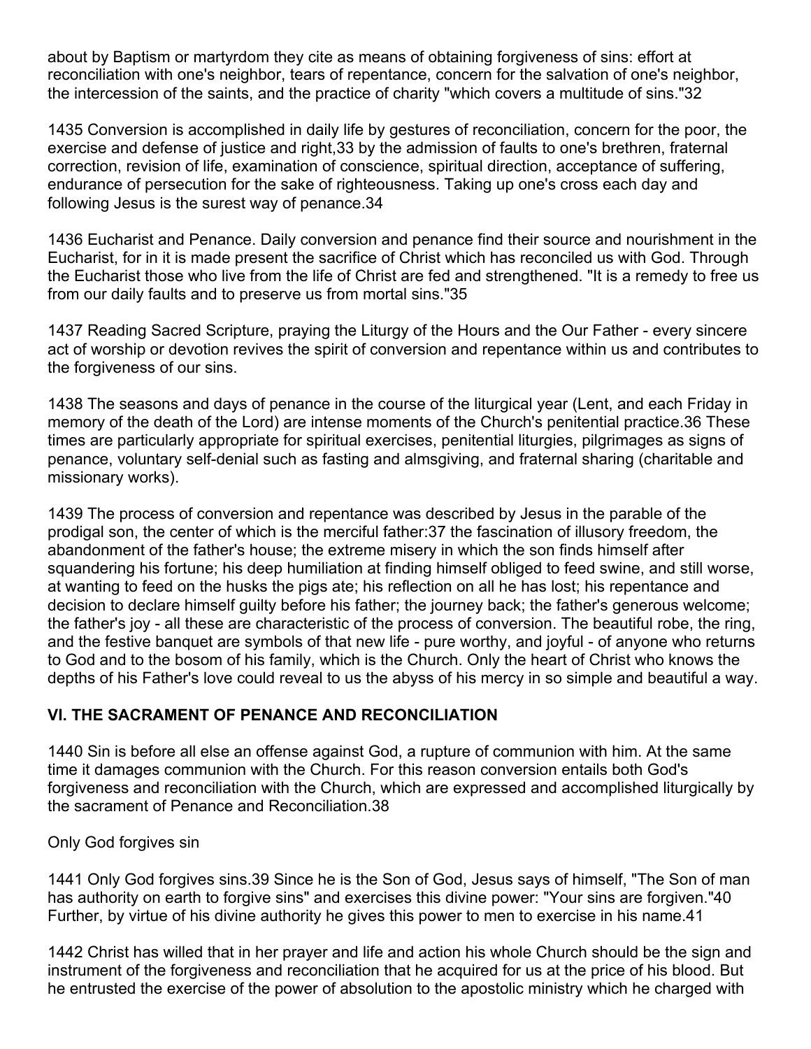about by Baptism or martyrdom they cite as means of obtaining forgiveness of sins: effort at reconciliation with one's neighbor, tears of repentance, concern for the salvation of one's neighbor, the intercession of the saints, and the practice of charity "which covers a multitude of sins."32

1435 Conversion is accomplished in daily life by gestures of reconciliation, concern for the poor, the exercise and defense of justice and right,33 by the admission of faults to one's brethren, fraternal correction, revision of life, examination of conscience, spiritual direction, acceptance of suffering, endurance of persecution for the sake of righteousness. Taking up one's cross each day and following Jesus is the surest way of penance.34

1436 Eucharist and Penance. Daily conversion and penance find their source and nourishment in the Eucharist, for in it is made present the sacrifice of Christ which has reconciled us with God. Through the Eucharist those who live from the life of Christ are fed and strengthened. "It is a remedy to free us from our daily faults and to preserve us from mortal sins."35

1437 Reading Sacred Scripture, praying the Liturgy of the Hours and the Our Father - every sincere act of worship or devotion revives the spirit of conversion and repentance within us and contributes to the forgiveness of our sins.

1438 The seasons and days of penance in the course of the liturgical year (Lent, and each Friday in memory of the death of the Lord) are intense moments of the Church's penitential practice.36 These times are particularly appropriate for spiritual exercises, penitential liturgies, pilgrimages as signs of penance, voluntary self-denial such as fasting and almsgiving, and fraternal sharing (charitable and missionary works).

1439 The process of conversion and repentance was described by Jesus in the parable of the prodigal son, the center of which is the merciful father:37 the fascination of illusory freedom, the abandonment of the father's house; the extreme misery in which the son finds himself after squandering his fortune; his deep humiliation at finding himself obliged to feed swine, and still worse, at wanting to feed on the husks the pigs ate; his reflection on all he has lost; his repentance and decision to declare himself guilty before his father; the journey back; the father's generous welcome; the father's joy - all these are characteristic of the process of conversion. The beautiful robe, the ring, and the festive banquet are symbols of that new life - pure worthy, and joyful - of anyone who returns to God and to the bosom of his family, which is the Church. Only the heart of Christ who knows the depths of his Father's love could reveal to us the abyss of his mercy in so simple and beautiful a way.

## VI. THE SACRAMENT OF PENANCE AND RECONCILIATION

1440 Sin is before all else an offense against God, a rupture of communion with him. At the same time it damages communion with the Church. For this reason conversion entails both God's forgiveness and reconciliation with the Church, which are expressed and accomplished liturgically by the sacrament of Penance and Reconciliation.38

### Only God forgives sin

1441 Only God forgives sins.39 Since he is the Son of God, Jesus says of himself, "The Son of man has authority on earth to forgive sins" and exercises this divine power: "Your sins are forgiven."40 Further, by virtue of his divine authority he gives this power to men to exercise in his name.41

1442 Christ has willed that in her prayer and life and action his whole Church should be the sign and instrument of the forgiveness and reconciliation that he acquired for us at the price of his blood. But he entrusted the exercise of the power of absolution to the apostolic ministry which he charged with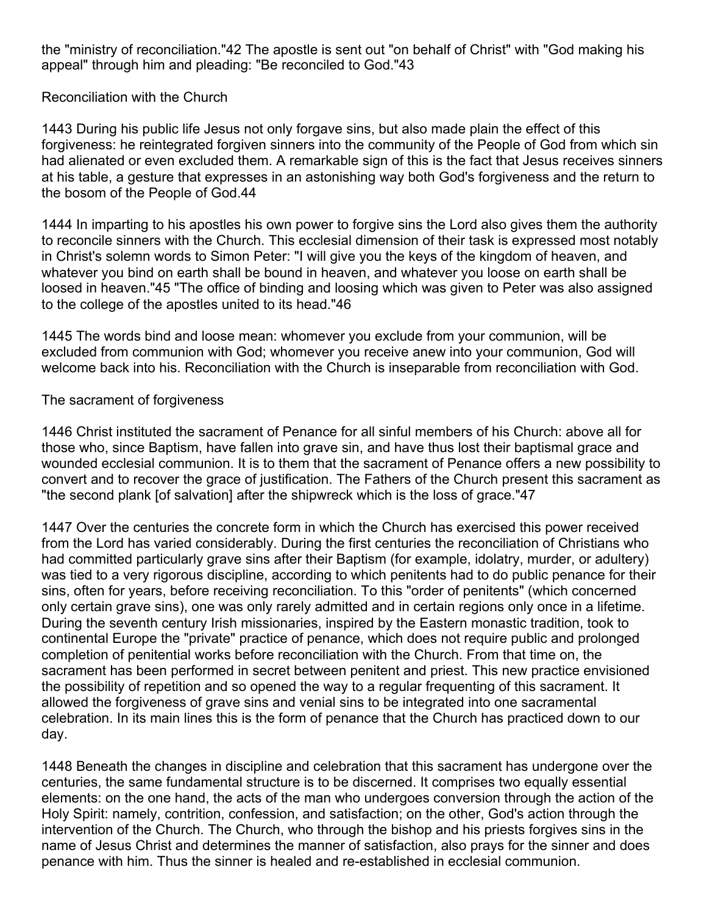the "ministry of reconciliation."[42] The apostle is sent out "on behalf of Christ" with "God making his appeal" through him and pleading: "Be reconciled to God."[43]

## Reconciliation with the Church

1443 During his public life Jesus not only forgave sins, but also made plain the effect of this forgiveness: he reintegrated forgiven sinners into the community of the People of God from which sin had alienated or even excluded them. A remarkable sign of this is the fact that Jesus receives sinners at his table, a gesture that expresses in an astonishing way both God's forgiveness and the return to the bosom of the People of God.[44]

1444 In imparting to his apostles his own power to forgive sins the Lord also gives them the authority to reconcile sinners with the Church. This ecclesial dimension of their task is expressed most notably in Christ's solemn words to Simon Peter: "I will give you the keys of the kingdom of heaven, and whatever you bind on earth shall be bound in heaven, and whatever you loose on earth shall be loosed in heaven."[45] "The office of binding and loosing which was given to Peter was also assigned to the college of the apostles united to its head."[46]

1445 The words bind and loose mean: whomever you exclude from your communion, will be excluded from communion with God; whomever you receive anew into your communion, God will welcome back into his. Reconciliation with the Church is inseparable from reconciliation with God.

## The sacrament of forgiveness

1446 Christ instituted the sacrament of Penance for all sinful members of his Church: above all for those who, since Baptism, have fallen into grave sin, and have thus lost their baptismal grace and wounded ecclesial communion. It is to them that the sacrament of Penance offers a new possibility to convert and to recover the grace of justification. The Fathers of the Church present this sacrament as "the second plank [of salvation] after the shipwreck which is the loss of grace."[47]

1447 Over the centuries the concrete form in which the Church has exercised this power received from the Lord has varied considerably. During the first centuries the reconciliation of Christians who had committed particularly grave sins after their Baptism (for example, idolatry, murder, or adultery) was tied to a very rigorous discipline, according to which penitents had to do public penance for their sins, often for years, before receiving reconciliation. To this "order of penitents" (which concerned only certain grave sins), one was only rarely admitted and in certain regions only once in a lifetime. During the seventh century Irish missionaries, inspired by the Eastern monastic tradition, took to continental Europe the "private" practice of penance, which does not require public and prolonged completion of penitential works before reconciliation with the Church. From that time on, the sacrament has been performed in secret between penitent and priest. This new practice envisioned the possibility of repetition and so opened the way to a regular frequenting of this sacrament. It allowed the forgiveness of grave sins and venial sins to be integrated into one sacramental celebration. In its main lines this is the form of penance that the Church has practiced down to our day.

1448 Beneath the changes in discipline and celebration that this sacrament has undergone over the centuries, the same fundamental structure is to be discerned. It comprises two equally essential elements: on the one hand, the acts of the man who undergoes conversion through the action of the Holy Spirit: namely, contrition, confession, and satisfaction; on the other, God's action through the intervention of the Church. The Church, who through the bishop and his priests forgives sins in the name of Jesus Christ and determines the manner of satisfaction, also prays for the sinner and does penance with him. Thus the sinner is healed and re-established in ecclesial communion.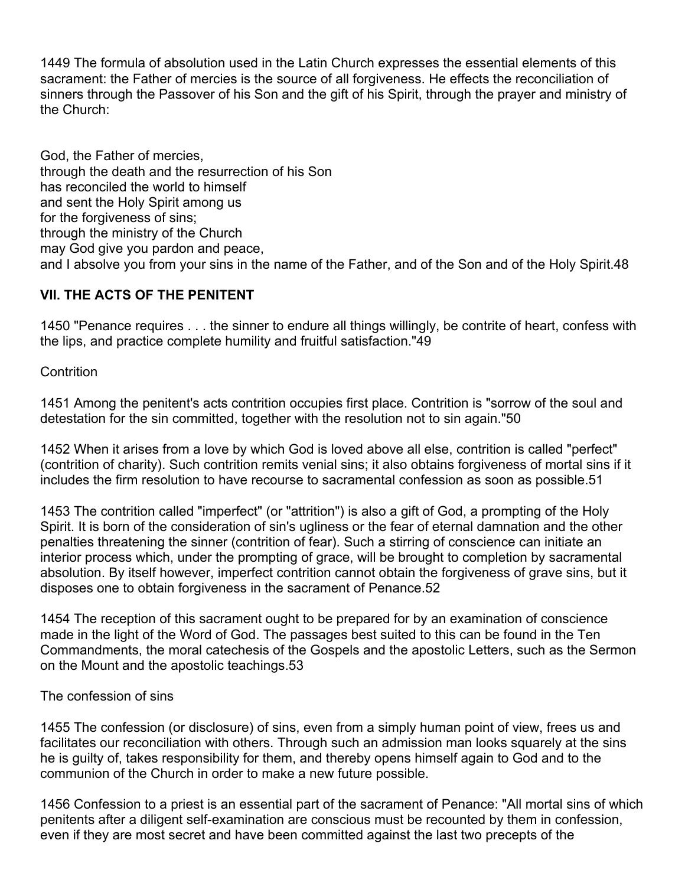1449 The formula of absolution used in the Latin Church expresses the essential elements of this sacrament: the Father of mercies is the source of all forgiveness. He effects the reconciliation of sinners through the Passover of his Son and the gift of his Spirit, through the prayer and ministry of the Church:

God, the Father of mercies,  
through the death and the resurrection of his Son  
has reconciled the world to himself  
and sent the Holy Spirit among us  
for the forgiveness of sins;  
through the ministry of the Church  
may God give you pardon and peace,  
and I absolve you from your sins in the name of the Father, and of the Son and of the Holy Spirit.48

## VII. THE ACTS OF THE PENITENT

1450 "Penance requires . . . the sinner to endure all things willingly, be contrite of heart, confess with the lips, and practice complete humility and fruitful satisfaction."49

### Contrition

1451 Among the penitent's acts contrition occupies first place. Contrition is "sorrow of the soul and detestation for the sin committed, together with the resolution not to sin again."50

1452 When it arises from a love by which God is loved above all else, contrition is called "perfect" (contrition of charity). Such contrition remits venial sins; it also obtains forgiveness of mortal sins if it includes the firm resolution to have recourse to sacramental confession as soon as possible.51

1453 The contrition called "imperfect" (or "attrition") is also a gift of God, a prompting of the Holy Spirit. It is born of the consideration of sin's ugliness or the fear of eternal damnation and the other penalties threatening the sinner (contrition of fear). Such a stirring of conscience can initiate an interior process which, under the prompting of grace, will be brought to completion by sacramental absolution. By itself however, imperfect contrition cannot obtain the forgiveness of grave sins, but it disposes one to obtain forgiveness in the sacrament of Penance.52

1454 The reception of this sacrament ought to be prepared for by an examination of conscience made in the light of the Word of God. The passages best suited to this can be found in the Ten Commandments, the moral catechesis of the Gospels and the apostolic Letters, such as the Sermon on the Mount and the apostolic teachings.53

### The confession of sins

1455 The confession (or disclosure) of sins, even from a simply human point of view, frees us and facilitates our reconciliation with others. Through such an admission man looks squarely at the sins he is guilty of, takes responsibility for them, and thereby opens himself again to God and to the communion of the Church in order to make a new future possible.

1456 Confession to a priest is an essential part of the sacrament of Penance: "All mortal sins of which penitents after a diligent self-examination are conscious must be recounted by them in confession, even if they are most secret and have been committed against the last two precepts of the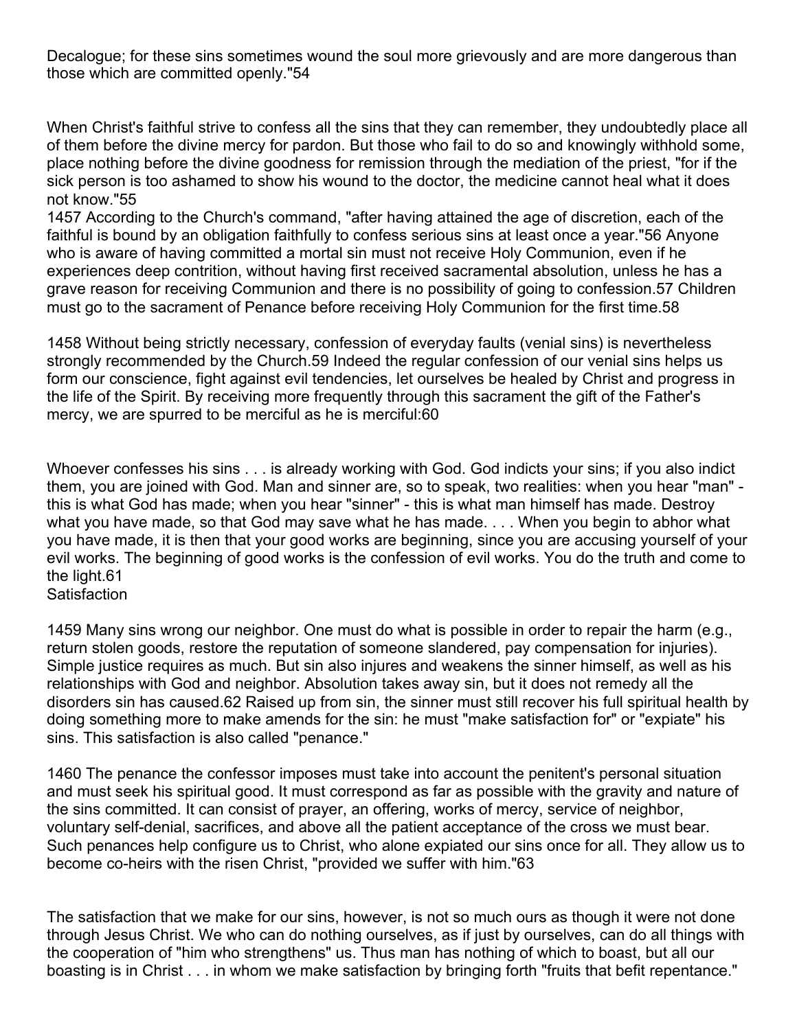Decalogue; for these sins sometimes wound the soul more grievously and are more dangerous than those which are committed openly."54

When Christ's faithful strive to confess all the sins that they can remember, they undoubtedly place all of them before the divine mercy for pardon. But those who fail to do so and knowingly withhold some, place nothing before the divine goodness for remission through the mediation of the priest, "for if the sick person is too ashamed to show his wound to the doctor, the medicine cannot heal what it does not know."55

1457 According to the Church's command, "after having attained the age of discretion, each of the faithful is bound by an obligation faithfully to confess serious sins at least once a year."56 Anyone who is aware of having committed a mortal sin must not receive Holy Communion, even if he experiences deep contrition, without having first received sacramental absolution, unless he has a grave reason for receiving Communion and there is no possibility of going to confession.57 Children must go to the sacrament of Penance before receiving Holy Communion for the first time.58

1458 Without being strictly necessary, confession of everyday faults (venial sins) is nevertheless strongly recommended by the Church.59 Indeed the regular confession of our venial sins helps us form our conscience, fight against evil tendencies, let ourselves be healed by Christ and progress in the life of the Spirit. By receiving more frequently through this sacrament the gift of the Father's mercy, we are spurred to be merciful as he is merciful:60

Whoever confesses his sins . . . is already working with God. God indicts your sins; if you also indict them, you are joined with God. Man and sinner are, so to speak, two realities: when you hear "man" - this is what God has made; when you hear "sinner" - this is what man himself has made. Destroy what you have made, so that God may save what he has made. . . . When you begin to abhor what you have made, it is then that your good works are beginning, since you are accusing yourself of your evil works. The beginning of good works is the confession of evil works. You do the truth and come to the light.61

### Satisfaction

1459 Many sins wrong our neighbor. One must do what is possible in order to repair the harm (e.g., return stolen goods, restore the reputation of someone slandered, pay compensation for injuries). Simple justice requires as much. But sin also injures and weakens the sinner himself, as well as his relationships with God and neighbor. Absolution takes away sin, but it does not remedy all the disorders sin has caused.62 Raised up from sin, the sinner must still recover his full spiritual health by doing something more to make amends for the sin: he must "make satisfaction for" or "expiate" his sins. This satisfaction is also called "penance."

1460 The penance the confessor imposes must take into account the penitent's personal situation and must seek his spiritual good. It must correspond as far as possible with the gravity and nature of the sins committed. It can consist of prayer, an offering, works of mercy, service of neighbor, voluntary self-denial, sacrifices, and above all the patient acceptance of the cross we must bear. Such penances help configure us to Christ, who alone expiated our sins once for all. They allow us to become co-heirs with the risen Christ, "provided we suffer with him."63

The satisfaction that we make for our sins, however, is not so much ours as though it were not done through Jesus Christ. We who can do nothing ourselves, as if just by ourselves, can do all things with the cooperation of "him who strengthens" us. Thus man has nothing of which to boast, but all our boasting is in Christ . . . in whom we make satisfaction by bringing forth "fruits that befit repentance."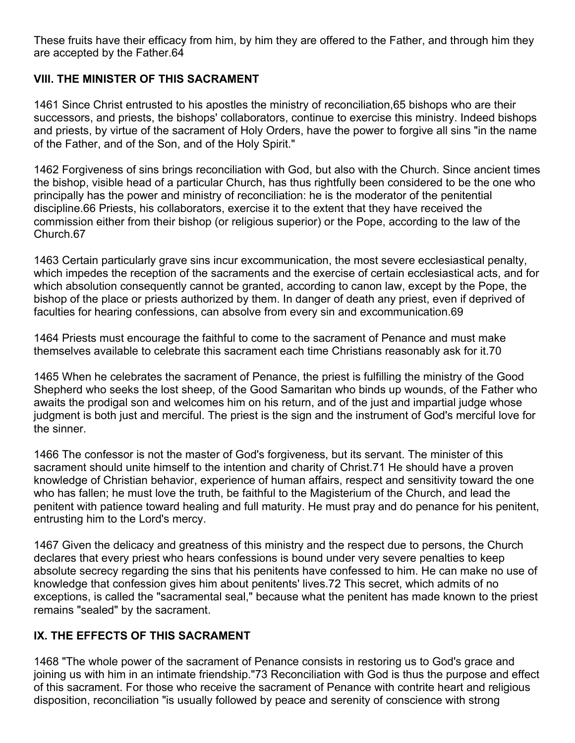These fruits have their efficacy from him, by him they are offered to the Father, and through him they are accepted by the Father.64

### VIII. THE MINISTER OF THIS SACRAMENT

1461 Since Christ entrusted to his apostles the ministry of reconciliation,65 bishops who are their successors, and priests, the bishops' collaborators, continue to exercise this ministry. Indeed bishops and priests, by virtue of the sacrament of Holy Orders, have the power to forgive all sins "in the name of the Father, and of the Son, and of the Holy Spirit."

1462 Forgiveness of sins brings reconciliation with God, but also with the Church. Since ancient times the bishop, visible head of a particular Church, has thus rightfully been considered to be the one who principally has the power and ministry of reconciliation: he is the moderator of the penitential discipline.66 Priests, his collaborators, exercise it to the extent that they have received the commission either from their bishop (or religious superior) or the Pope, according to the law of the Church.67

1463 Certain particularly grave sins incur excommunication, the most severe ecclesiastical penalty, which impedes the reception of the sacraments and the exercise of certain ecclesiastical acts, and for which absolution consequently cannot be granted, according to canon law, except by the Pope, the bishop of the place or priests authorized by them. In danger of death any priest, even if deprived of faculties for hearing confessions, can absolve from every sin and excommunication.69

1464 Priests must encourage the faithful to come to the sacrament of Penance and must make themselves available to celebrate this sacrament each time Christians reasonably ask for it.70

1465 When he celebrates the sacrament of Penance, the priest is fulfilling the ministry of the Good Shepherd who seeks the lost sheep, of the Good Samaritan who binds up wounds, of the Father who awaits the prodigal son and welcomes him on his return, and of the just and impartial judge whose judgment is both just and merciful. The priest is the sign and the instrument of God's merciful love for the sinner.

1466 The confessor is not the master of God's forgiveness, but its servant. The minister of this sacrament should unite himself to the intention and charity of Christ.71 He should have a proven knowledge of Christian behavior, experience of human affairs, respect and sensitivity toward the one who has fallen; he must love the truth, be faithful to the Magisterium of the Church, and lead the penitent with patience toward healing and full maturity. He must pray and do penance for his penitent, entrusting him to the Lord's mercy.

1467 Given the delicacy and greatness of this ministry and the respect due to persons, the Church declares that every priest who hears confessions is bound under very severe penalties to keep absolute secrecy regarding the sins that his penitents have confessed to him. He can make no use of knowledge that confession gives him about penitents' lives.72 This secret, which admits of no exceptions, is called the "sacramental seal," because what the penitent has made known to the priest remains "sealed" by the sacrament.

### IX. THE EFFECTS OF THIS SACRAMENT

1468 "The whole power of the sacrament of Penance consists in restoring us to God's grace and joining us with him in an intimate friendship."73 Reconciliation with God is thus the purpose and effect of this sacrament. For those who receive the sacrament of Penance with contrite heart and religious disposition, reconciliation "is usually followed by peace and serenity of conscience with strong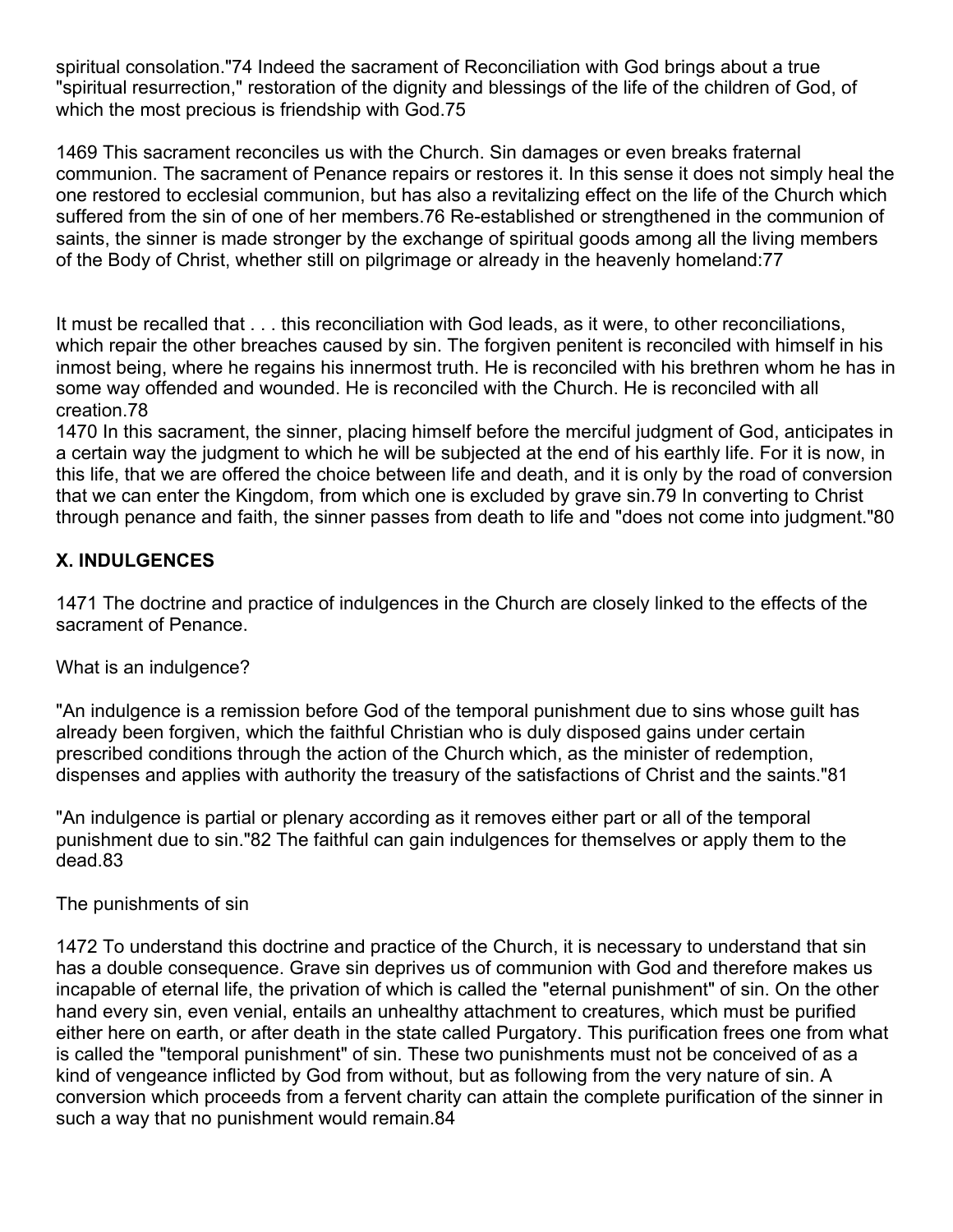spiritual consolation."[74] Indeed the sacrament of Reconciliation with God brings about a true "spiritual resurrection," restoration of the dignity and blessings of the life of the children of God, of which the most precious is friendship with God.[75]

1469 This sacrament reconciles us with the Church. Sin damages or even breaks fraternal communion. The sacrament of Penance repairs or restores it. In this sense it does not simply heal the one restored to ecclesial communion, but has also a revitalizing effect on the life of the Church which suffered from the sin of one of her members.[76] Re-established or strengthened in the communion of saints, the sinner is made stronger by the exchange of spiritual goods among all the living members of the Body of Christ, whether still on pilgrimage or already in the heavenly homeland:[77]

It must be recalled that . . . this reconciliation with God leads, as it were, to other reconciliations, which repair the other breaches caused by sin. The forgiven penitent is reconciled with himself in his inmost being, where he regains his innermost truth. He is reconciled with his brethren whom he has in some way offended and wounded. He is reconciled with the Church. He is reconciled with all creation.[78]

1470 In this sacrament, the sinner, placing himself before the merciful judgment of God, anticipates in a certain way the judgment to which he will be subjected at the end of his earthly life. For it is now, in this life, that we are offered the choice between life and death, and it is only by the road of conversion that we can enter the Kingdom, from which one is excluded by grave sin.[79] In converting to Christ through penance and faith, the sinner passes from death to life and "does not come into judgment."[80]

### X. INDULGENCES

1471 The doctrine and practice of indulgences in the Church are closely linked to the effects of the sacrament of Penance.

What is an indulgence?

"An indulgence is a remission before God of the temporal punishment due to sins whose guilt has already been forgiven, which the faithful Christian who is duly disposed gains under certain prescribed conditions through the action of the Church which, as the minister of redemption, dispenses and applies with authority the treasury of the satisfactions of Christ and the saints."[81]

"An indulgence is partial or plenary according as it removes either part or all of the temporal punishment due to sin."[82] The faithful can gain indulgences for themselves or apply them to the dead.[83]

The punishments of sin

1472 To understand this doctrine and practice of the Church, it is necessary to understand that sin has a double consequence. Grave sin deprives us of communion with God and therefore makes us incapable of eternal life, the privation of which is called the "eternal punishment" of sin. On the other hand every sin, even venial, entails an unhealthy attachment to creatures, which must be purified either here on earth, or after death in the state called Purgatory. This purification frees one from what is called the "temporal punishment" of sin. These two punishments must not be conceived of as a kind of vengeance inflicted by God from without, but as following from the very nature of sin. A conversion which proceeds from a fervent charity can attain the complete purification of the sinner in such a way that no punishment would remain.[84]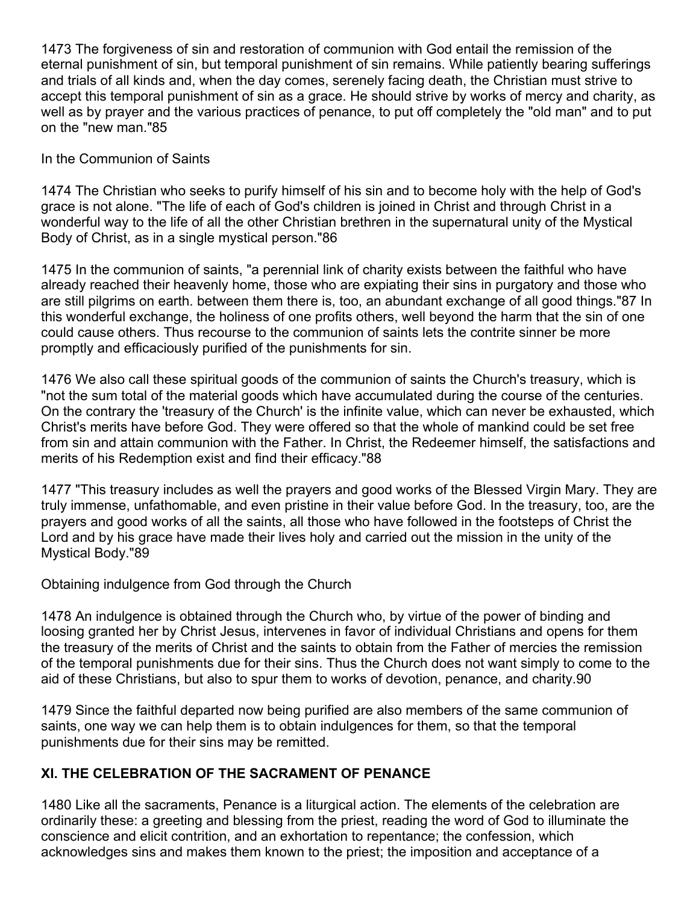1473 The forgiveness of sin and restoration of communion with God entail the remission of the eternal punishment of sin, but temporal punishment of sin remains. While patiently bearing sufferings and trials of all kinds and, when the day comes, serenely facing death, the Christian must strive to accept this temporal punishment of sin as a grace. He should strive by works of mercy and charity, as well as by prayer and the various practices of penance, to put off completely the "old man" and to put on the "new man."85

In the Communion of Saints

1474 The Christian who seeks to purify himself of his sin and to become holy with the help of God's grace is not alone. "The life of each of God's children is joined in Christ and through Christ in a wonderful way to the life of all the other Christian brethren in the supernatural unity of the Mystical Body of Christ, as in a single mystical person."86

1475 In the communion of saints, "a perennial link of charity exists between the faithful who have already reached their heavenly home, those who are expiating their sins in purgatory and those who are still pilgrims on earth. between them there is, too, an abundant exchange of all good things."87 In this wonderful exchange, the holiness of one profits others, well beyond the harm that the sin of one could cause others. Thus recourse to the communion of saints lets the contrite sinner be more promptly and efficaciously purified of the punishments for sin.

1476 We also call these spiritual goods of the communion of saints the Church's treasury, which is "not the sum total of the material goods which have accumulated during the course of the centuries. On the contrary the 'treasury of the Church' is the infinite value, which can never be exhausted, which Christ's merits have before God. They were offered so that the whole of mankind could be set free from sin and attain communion with the Father. In Christ, the Redeemer himself, the satisfactions and merits of his Redemption exist and find their efficacy."88

1477 "This treasury includes as well the prayers and good works of the Blessed Virgin Mary. They are truly immense, unfathomable, and even pristine in their value before God. In the treasury, too, are the prayers and good works of all the saints, all those who have followed in the footsteps of Christ the Lord and by his grace have made their lives holy and carried out the mission in the unity of the Mystical Body."89

Obtaining indulgence from God through the Church

1478 An indulgence is obtained through the Church who, by virtue of the power of binding and loosing granted her by Christ Jesus, intervenes in favor of individual Christians and opens for them the treasury of the merits of Christ and the saints to obtain from the Father of mercies the remission of the temporal punishments due for their sins. Thus the Church does not want simply to come to the aid of these Christians, but also to spur them to works of devotion, penance, and charity.90

1479 Since the faithful departed now being purified are also members of the same communion of saints, one way we can help them is to obtain indulgences for them, so that the temporal punishments due for their sins may be remitted.

## XI. THE CELEBRATION OF THE SACRAMENT OF PENANCE

1480 Like all the sacraments, Penance is a liturgical action. The elements of the celebration are ordinarily these: a greeting and blessing from the priest, reading the word of God to illuminate the conscience and elicit contrition, and an exhortation to repentance; the confession, which acknowledges sins and makes them known to the priest; the imposition and acceptance of a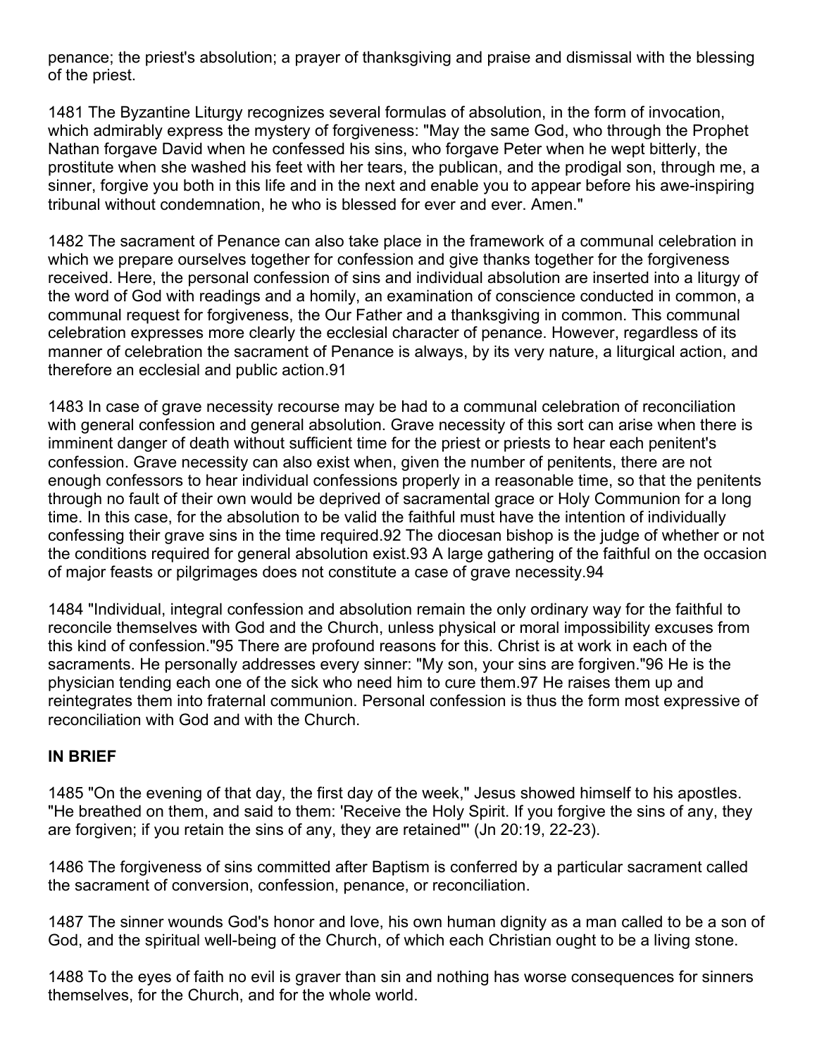penance; the priest's absolution; a prayer of thanksgiving and praise and dismissal with the blessing of the priest.

1481 The Byzantine Liturgy recognizes several formulas of absolution, in the form of invocation, which admirably express the mystery of forgiveness: "May the same God, who through the Prophet Nathan forgave David when he confessed his sins, who forgave Peter when he wept bitterly, the prostitute when she washed his feet with her tears, the publican, and the prodigal son, through me, a sinner, forgive you both in this life and in the next and enable you to appear before his awe-inspiring tribunal without condemnation, he who is blessed for ever and ever. Amen."

1482 The sacrament of Penance can also take place in the framework of a communal celebration in which we prepare ourselves together for confession and give thanks together for the forgiveness received. Here, the personal confession of sins and individual absolution are inserted into a liturgy of the word of God with readings and a homily, an examination of conscience conducted in common, a communal request for forgiveness, the Our Father and a thanksgiving in common. This communal celebration expresses more clearly the ecclesial character of penance. However, regardless of its manner of celebration the sacrament of Penance is always, by its very nature, a liturgical action, and therefore an ecclesial and public action.91

1483 In case of grave necessity recourse may be had to a communal celebration of reconciliation with general confession and general absolution. Grave necessity of this sort can arise when there is imminent danger of death without sufficient time for the priest or priests to hear each penitent's confession. Grave necessity can also exist when, given the number of penitents, there are not enough confessors to hear individual confessions properly in a reasonable time, so that the penitents through no fault of their own would be deprived of sacramental grace or Holy Communion for a long time. In this case, for the absolution to be valid the faithful must have the intention of individually confessing their grave sins in the time required.92 The diocesan bishop is the judge of whether or not the conditions required for general absolution exist.93 A large gathering of the faithful on the occasion of major feasts or pilgrimages does not constitute a case of grave necessity.94

1484 "Individual, integral confession and absolution remain the only ordinary way for the faithful to reconcile themselves with God and the Church, unless physical or moral impossibility excuses from this kind of confession."95 There are profound reasons for this. Christ is at work in each of the sacraments. He personally addresses every sinner: "My son, your sins are forgiven."96 He is the physician tending each one of the sick who need him to cure them.97 He raises them up and reintegrates them into fraternal communion. Personal confession is thus the form most expressive of reconciliation with God and with the Church.

**IN BRIEF**

1485 "On the evening of that day, the first day of the week," Jesus showed himself to his apostles. "He breathed on them, and said to them: 'Receive the Holy Spirit. If you forgive the sins of any, they are forgiven; if you retain the sins of any, they are retained'" (Jn 20:19, 22-23).

1486 The forgiveness of sins committed after Baptism is conferred by a particular sacrament called the sacrament of conversion, confession, penance, or reconciliation.

1487 The sinner wounds God's honor and love, his own human dignity as a man called to be a son of God, and the spiritual well-being of the Church, of which each Christian ought to be a living stone.

1488 To the eyes of faith no evil is graver than sin and nothing has worse consequences for sinners themselves, for the Church, and for the whole world.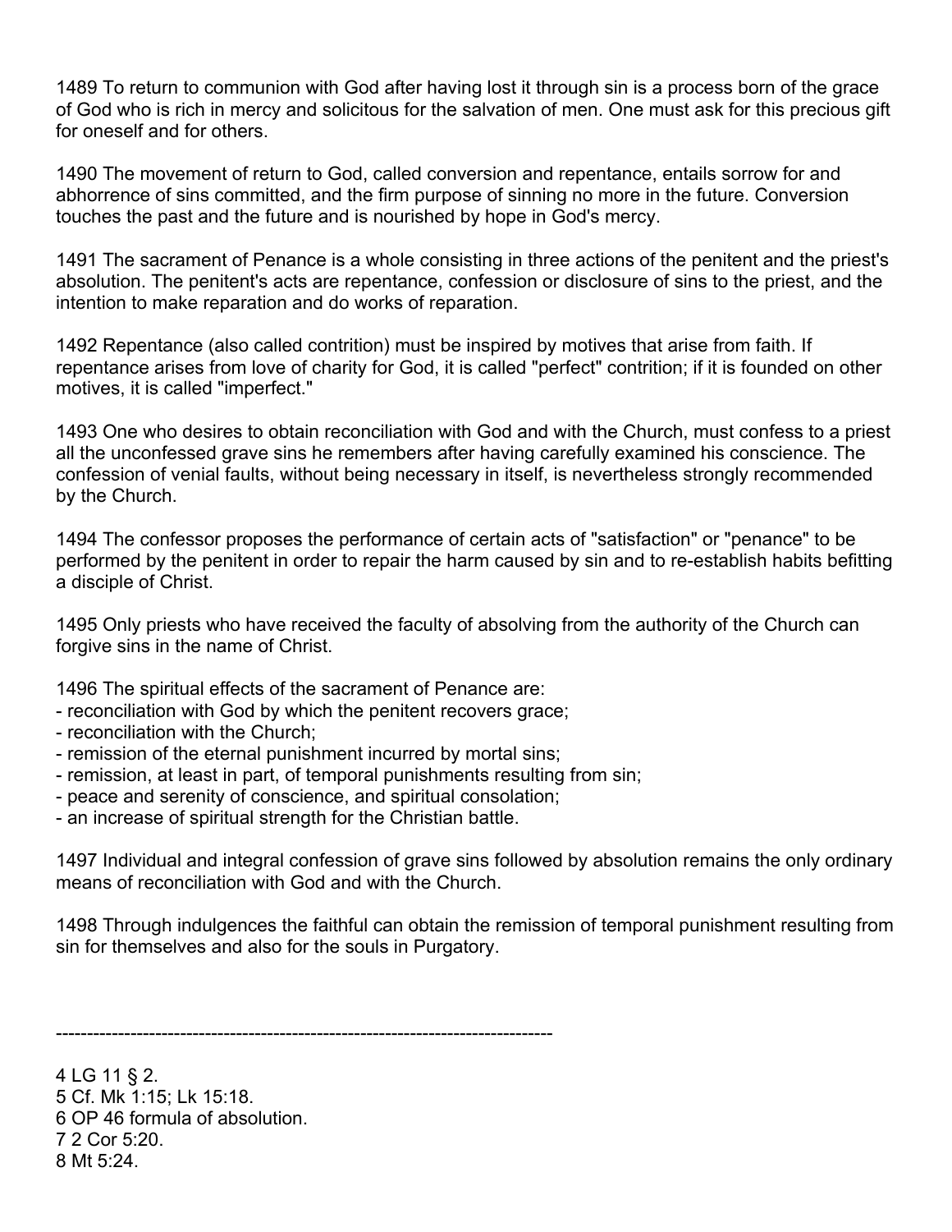1489 To return to communion with God after having lost it through sin is a process born of the grace of God who is rich in mercy and solicitous for the salvation of men. One must ask for this precious gift for oneself and for others.

1490 The movement of return to God, called conversion and repentance, entails sorrow for and abhorrence of sins committed, and the firm purpose of sinning no more in the future. Conversion touches the past and the future and is nourished by hope in God's mercy.

1491 The sacrament of Penance is a whole consisting in three actions of the penitent and the priest's absolution. The penitent's acts are repentance, confession or disclosure of sins to the priest, and the intention to make reparation and do works of reparation.

1492 Repentance (also called contrition) must be inspired by motives that arise from faith. If repentance arises from love of charity for God, it is called "perfect" contrition; if it is founded on other motives, it is called "imperfect."

1493 One who desires to obtain reconciliation with God and with the Church, must confess to a priest all the unconfessed grave sins he remembers after having carefully examined his conscience. The confession of venial faults, without being necessary in itself, is nevertheless strongly recommended by the Church.

1494 The confessor proposes the performance of certain acts of "satisfaction" or "penance" to be performed by the penitent in order to repair the harm caused by sin and to re-establish habits befitting a disciple of Christ.

1495 Only priests who have received the faculty of absolving from the authority of the Church can forgive sins in the name of Christ.

1496 The spiritual effects of the sacrament of Penance are:
- reconciliation with God by which the penitent recovers grace;
- reconciliation with the Church;
- remission of the eternal punishment incurred by mortal sins;
- remission, at least in part, of temporal punishments resulting from sin;
- peace and serenity of conscience, and spiritual consolation;
- an increase of spiritual strength for the Christian battle.

1497 Individual and integral confession of grave sins followed by absolution remains the only ordinary means of reconciliation with God and with the Church.

1498 Through indulgences the faithful can obtain the remission of temporal punishment resulting from sin for themselves and also for the souls in Purgatory.

---

4 LG 11 § 2.
5 Cf. Mk 1:15; Lk 15:18.
6 OP 46 formula of absolution.
7 2 Cor 5:20.
8 Mt 5:24.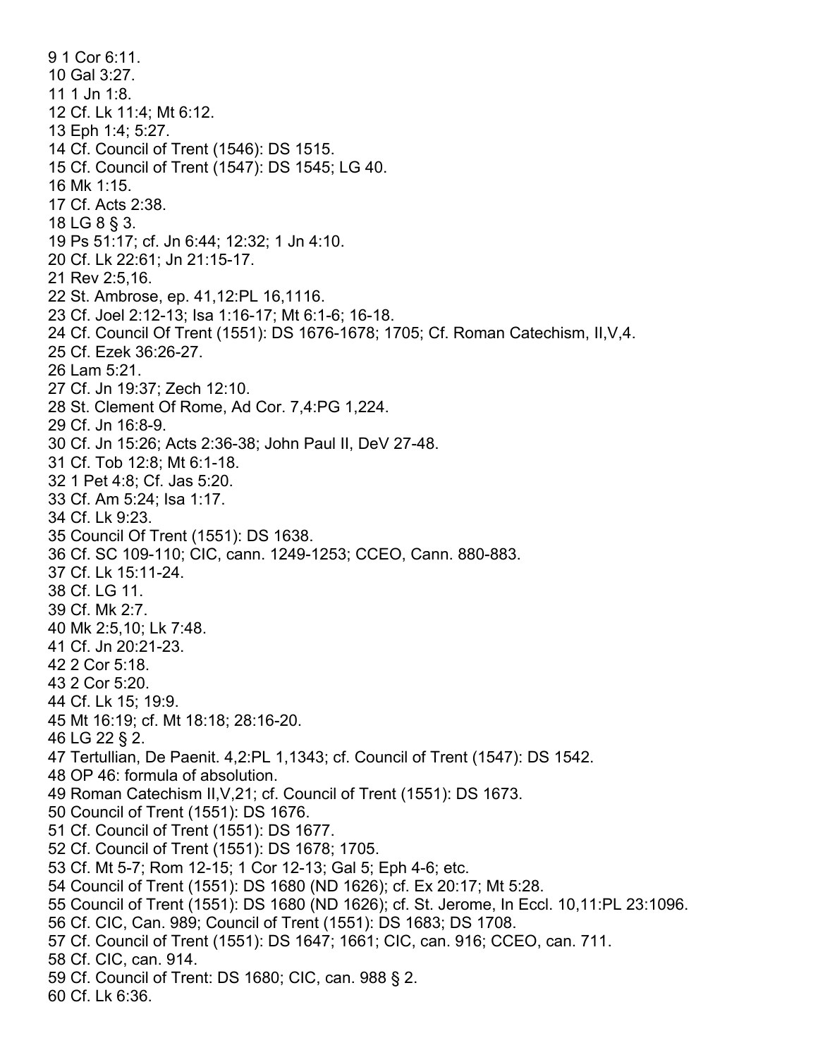9 1 Cor 6:11.
10 Gal 3:27.
11 1 Jn 1:8.
12 Cf. Lk 11:4; Mt 6:12.
13 Eph 1:4; 5:27.
14 Cf. Council of Trent (1546): DS 1515.
15 Cf. Council of Trent (1547): DS 1545; LG 40.
16 Mk 1:15.
17 Cf. Acts 2:38.
18 LG 8 § 3.
19 Ps 51:17; cf. Jn 6:44; 12:32; 1 Jn 4:10.
20 Cf. Lk 22:61; Jn 21:15-17.
21 Rev 2:5,16.
22 St. Ambrose, ep. 41,12:PL 16,1116.
23 Cf. Joel 2:12-13; Isa 1:16-17; Mt 6:1-6; 16-18.
24 Cf. Council Of Trent (1551): DS 1676-1678; 1705; Cf. Roman Catechism, II,V,4.
25 Cf. Ezek 36:26-27.
26 Lam 5:21.
27 Cf. Jn 19:37; Zech 12:10.
28 St. Clement Of Rome, Ad Cor. 7,4:PG 1,224.
29 Cf. Jn 16:8-9.
30 Cf. Jn 15:26; Acts 2:36-38; John Paul II, DeV 27-48.
31 Cf. Tob 12:8; Mt 6:1-18.
32 1 Pet 4:8; Cf. Jas 5:20.
33 Cf. Am 5:24; Isa 1:17.
34 Cf. Lk 9:23.
35 Council Of Trent (1551): DS 1638.
36 Cf. SC 109-110; CIC, cann. 1249-1253; CCEO, Cann. 880-883.
37 Cf. Lk 15:11-24.
38 Cf. LG 11.
39 Cf. Mk 2:7.
40 Mk 2:5,10; Lk 7:48.
41 Cf. Jn 20:21-23.
42 2 Cor 5:18.
43 2 Cor 5:20.
44 Cf. Lk 15; 19:9.
45 Mt 16:19; cf. Mt 18:18; 28:16-20.
46 LG 22 § 2.
47 Tertullian, De Paenit. 4,2:PL 1,1343; cf. Council of Trent (1547): DS 1542.
48 OP 46: formula of absolution.
49 Roman Catechism II,V,21; cf. Council of Trent (1551): DS 1673.
50 Council of Trent (1551): DS 1676.
51 Cf. Council of Trent (1551): DS 1677.
52 Cf. Council of Trent (1551): DS 1678; 1705.
53 Cf. Mt 5-7; Rom 12-15; 1 Cor 12-13; Gal 5; Eph 4-6; etc.
54 Council of Trent (1551): DS 1680 (ND 1626); cf. Ex 20:17; Mt 5:28.
55 Council of Trent (1551): DS 1680 (ND 1626); cf. St. Jerome, In Eccl. 10,11:PL 23:1096.
56 Cf. CIC, Can. 989; Council of Trent (1551): DS 1683; DS 1708.
57 Cf. Council of Trent (1551): DS 1647; 1661; CIC, can. 916; CCEO, can. 711.
58 Cf. CIC, can. 914.
59 Cf. Council of Trent: DS 1680; CIC, can. 988 § 2.
60 Cf. Lk 6:36.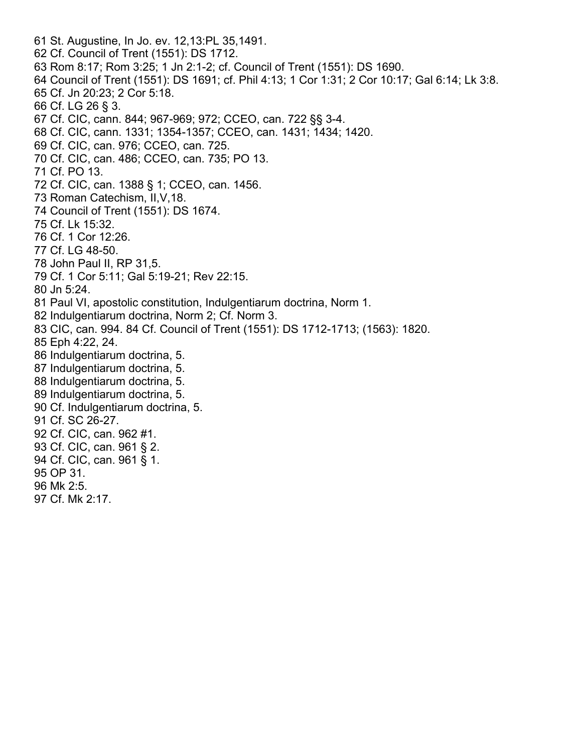61 St. Augustine, In Jo. ev. 12,13:PL 35,1491.
62 Cf. Council of Trent (1551): DS 1712.
63 Rom 8:17; Rom 3:25; 1 Jn 2:1-2; cf. Council of Trent (1551): DS 1690.
64 Council of Trent (1551): DS 1691; cf. Phil 4:13; 1 Cor 1:31; 2 Cor 10:17; Gal 6:14; Lk 3:8.
65 Cf. Jn 20:23; 2 Cor 5:18.
66 Cf. LG 26 § 3.
67 Cf. CIC, cann. 844; 967-969; 972; CCEO, can. 722 §§ 3-4.
68 Cf. CIC, cann. 1331; 1354-1357; CCEO, can. 1431; 1434; 1420.
69 Cf. CIC, can. 976; CCEO, can. 725.
70 Cf. CIC, can. 486; CCEO, can. 735; PO 13.
71 Cf. PO 13.
72 Cf. CIC, can. 1388 § 1; CCEO, can. 1456.
73 Roman Catechism, II,V,18.
74 Council of Trent (1551): DS 1674.
75 Cf. Lk 15:32.
76 Cf. 1 Cor 12:26.
77 Cf. LG 48-50.
78 John Paul II, RP 31,5.
79 Cf. 1 Cor 5:11; Gal 5:19-21; Rev 22:15.
80 Jn 5:24.
81 Paul VI, apostolic constitution, Indulgentiarum doctrina, Norm 1.
82 Indulgentiarum doctrina, Norm 2; Cf. Norm 3.
83 CIC, can. 994. 84 Cf. Council of Trent (1551): DS 1712-1713; (1563): 1820.
85 Eph 4:22, 24.
86 Indulgentiarum doctrina, 5.
87 Indulgentiarum doctrina, 5.
88 Indulgentiarum doctrina, 5.
89 Indulgentiarum doctrina, 5.
90 Cf. Indulgentiarum doctrina, 5.
91 Cf. SC 26-27.
92 Cf. CIC, can. 962 #1.
93 Cf. CIC, can. 961 § 2.
94 Cf. CIC, can. 961 § 1.
95 OP 31.
96 Mk 2:5.
97 Cf. Mk 2:17.